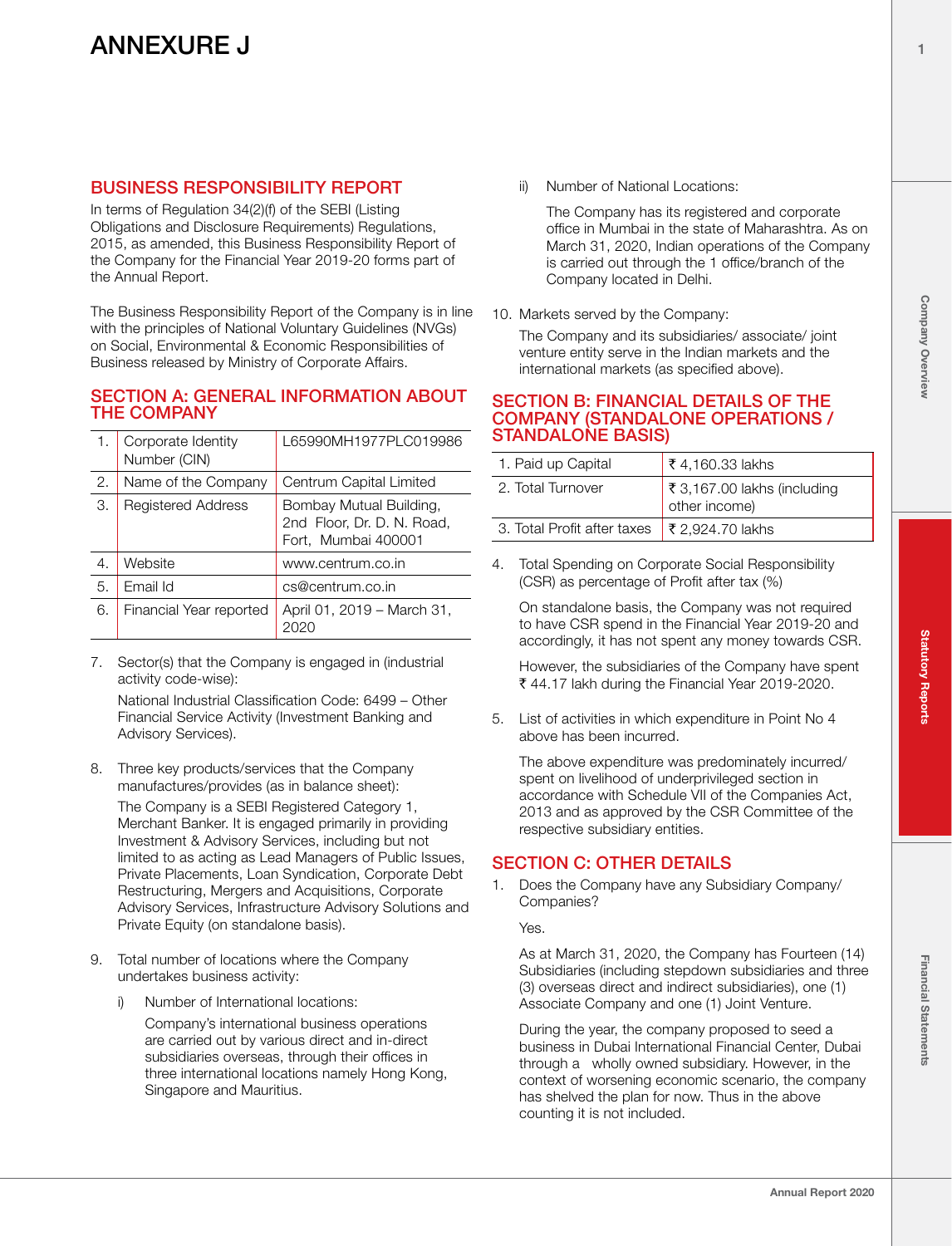# ANNEXURE J

## BUSINESS RESPONSIBILITY REPORT

In terms of Regulation 34(2)(f) of the SEBI (Listing Obligations and Disclosure Requirements) Regulations, 2015, as amended, this Business Responsibility Report of the Company for the Financial Year 2019-20 forms part of the Annual Report.

The Business Responsibility Report of the Company is in line with the principles of National Voluntary Guidelines (NVGs) on Social, Environmental & Economic Responsibilities of Business released by Ministry of Corporate Affairs.

## SECTION A: GENERAL INFORMATION ABOUT THE COMPANY

| 1. | Corporate Identity Number (CIN) | L65990MH1977PLC019986 |
|---|---|---|
| 2. | Name of the Company | Centrum Capital Limited |
| 3. | Registered Address | Bombay Mutual Building, 2nd Floor, Dr. D. N. Road, Fort, Mumbai 400001 |
| 4. | Website | www.centrum.co.in |
| 5. | Email Id | cs@centrum.co.in |
| 6. | Financial Year reported | April 01, 2019 – March 31, 2020 |

7. Sector(s) that the Company is engaged in (industrial activity code-wise):

   National Industrial Classification Code: 6499 – Other Financial Service Activity (Investment Banking and Advisory Services).

8. Three key products/services that the Company manufactures/provides (as in balance sheet):

   The Company is a SEBI Registered Category 1, Merchant Banker. It is engaged primarily in providing Investment & Advisory Services, including but not limited to as acting as Lead Managers of Public Issues, Private Placements, Loan Syndication, Corporate Debt Restructuring, Mergers and Acquisitions, Corporate Advisory Services, Infrastructure Advisory Solutions and Private Equity (on standalone basis).

9. Total number of locations where the Company undertakes business activity:

   i) Number of International locations:

      Company's international business operations are carried out by various direct and in-direct subsidiaries overseas, through their offices in three international locations namely Hong Kong, Singapore and Mauritius.

   ii) Number of National Locations:

      The Company has its registered and corporate office in Mumbai in the state of Maharashtra. As on March 31, 2020, Indian operations of the Company is carried out through the 1 office/branch of the Company located in Delhi.

10. Markets served by the Company:

    The Company and its subsidiaries/ associate/ joint venture entity serve in the Indian markets and the international markets (as specified above).

## SECTION B: FINANCIAL DETAILS OF THE COMPANY (STANDALONE OPERATIONS / STANDALONE BASIS)

| 1. Paid up Capital | ₹ 4,160.33 lakhs |
|---|---|
| 2. Total Turnover | ₹ 3,167.00 lakhs (including other income) |
| 3. Total Profit after taxes | ₹ 2,924.70 lakhs |

4. Total Spending on Corporate Social Responsibility (CSR) as percentage of Profit after tax (%)

   On standalone basis, the Company was not required to have CSR spend in the Financial Year 2019-20 and accordingly, it has not spent any money towards CSR.

   However, the subsidiaries of the Company have spent ₹ 44.17 lakh during the Financial Year 2019-2020.

5. List of activities in which expenditure in Point No 4 above has been incurred.

   The above expenditure was predominately incurred/ spent on livelihood of underprivileged section in accordance with Schedule VII of the Companies Act, 2013 and as approved by the CSR Committee of the respective subsidiary entities.

## SECTION C: OTHER DETAILS

1. Does the Company have any Subsidiary Company/ Companies?

   Yes.

   As at March 31, 2020, the Company has Fourteen (14) Subsidiaries (including stepdown subsidiaries and three (3) overseas direct and indirect subsidiaries), one (1) Associate Company and one (1) Joint Venture.

   During the year, the company proposed to seed a business in Dubai International Financial Center, Dubai through a wholly owned subsidiary. However, in the context of worsening economic scenario, the company has shelved the plan for now. Thus in the above counting it is not included.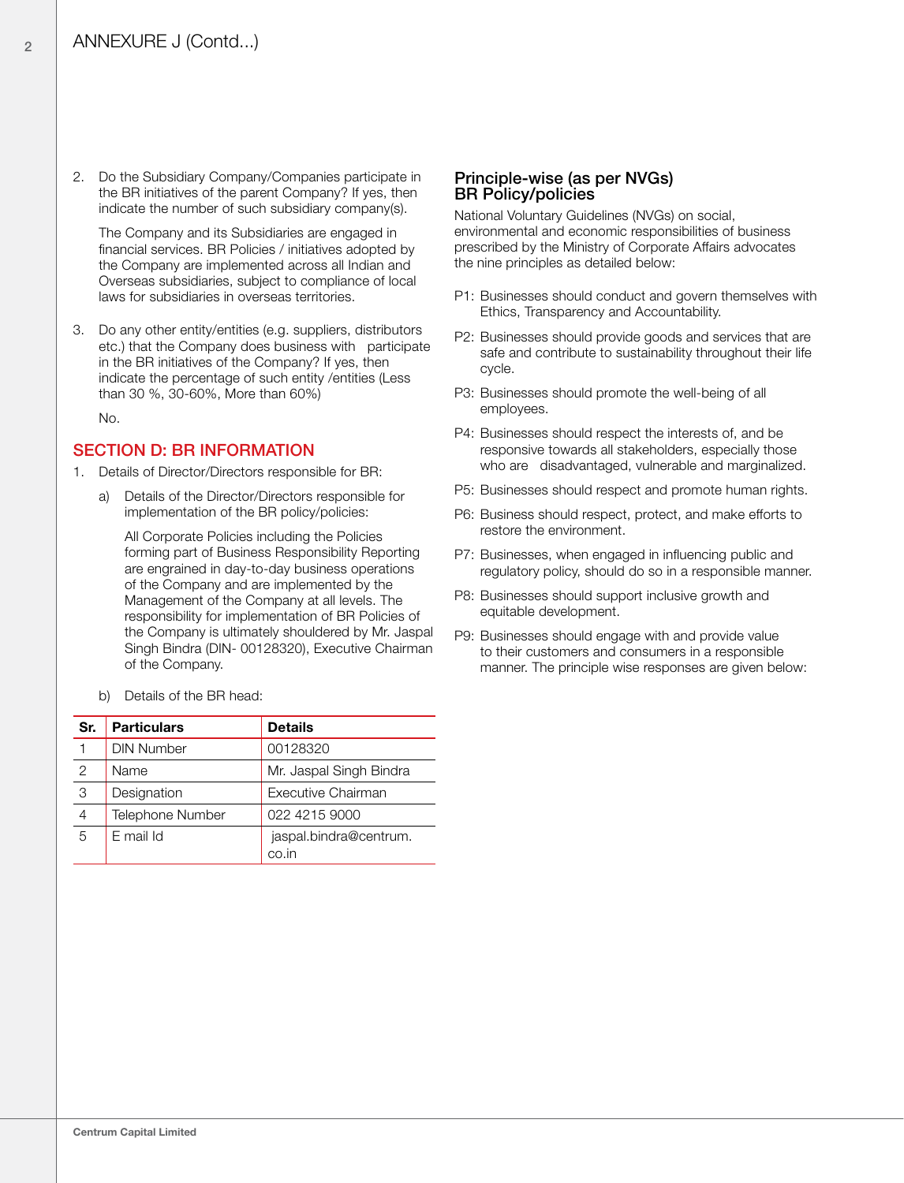# ANNEXURE J (Contd...)

2. Do the Subsidiary Company/Companies participate in the BR initiatives of the parent Company? If yes, then indicate the number of such subsidiary company(s).

   The Company and its Subsidiaries are engaged in financial services. BR Policies / initiatives adopted by the Company are implemented across all Indian and Overseas subsidiaries, subject to compliance of local laws for subsidiaries in overseas territories.

3. Do any other entity/entities (e.g. suppliers, distributors etc.) that the Company does business with participate in the BR initiatives of the Company? If yes, then indicate the percentage of such entity /entities (Less than 30 %, 30-60%, More than 60%)

   No.

## SECTION D: BR INFORMATION

1. Details of Director/Directors responsible for BR:

   a) Details of the Director/Directors responsible for implementation of the BR policy/policies:

      All Corporate Policies including the Policies forming part of Business Responsibility Reporting are engrained in day-to-day business operations of the Company and are implemented by the Management of the Company at all levels. The responsibility for implementation of BR Policies of the Company is ultimately shouldered by Mr. Jaspal Singh Bindra (DIN- 00128320), Executive Chairman of the Company.

   b) Details of the BR head:

| Sr. | Particulars | Details |
|---|---|---|
| 1 | DIN Number | 00128320 |
| 2 | Name | Mr. Jaspal Singh Bindra |
| 3 | Designation | Executive Chairman |
| 4 | Telephone Number | 022 4215 9000 |
| 5 | E mail Id | jaspal.bindra@centrum.co.in |

### Principle-wise (as per NVGs) BR Policy/policies

National Voluntary Guidelines (NVGs) on social, environmental and economic responsibilities of business prescribed by the Ministry of Corporate Affairs advocates the nine principles as detailed below:

P1: Businesses should conduct and govern themselves with Ethics, Transparency and Accountability.

P2: Businesses should provide goods and services that are safe and contribute to sustainability throughout their life cycle.

P3: Businesses should promote the well-being of all employees.

P4: Businesses should respect the interests of, and be responsive towards all stakeholders, especially those who are disadvantaged, vulnerable and marginalized.

P5: Businesses should respect and promote human rights.

P6: Business should respect, protect, and make efforts to restore the environment.

P7: Businesses, when engaged in influencing public and regulatory policy, should do so in a responsible manner.

P8: Businesses should support inclusive growth and equitable development.

P9: Businesses should engage with and provide value to their customers and consumers in a responsible manner. The principle wise responses are given below: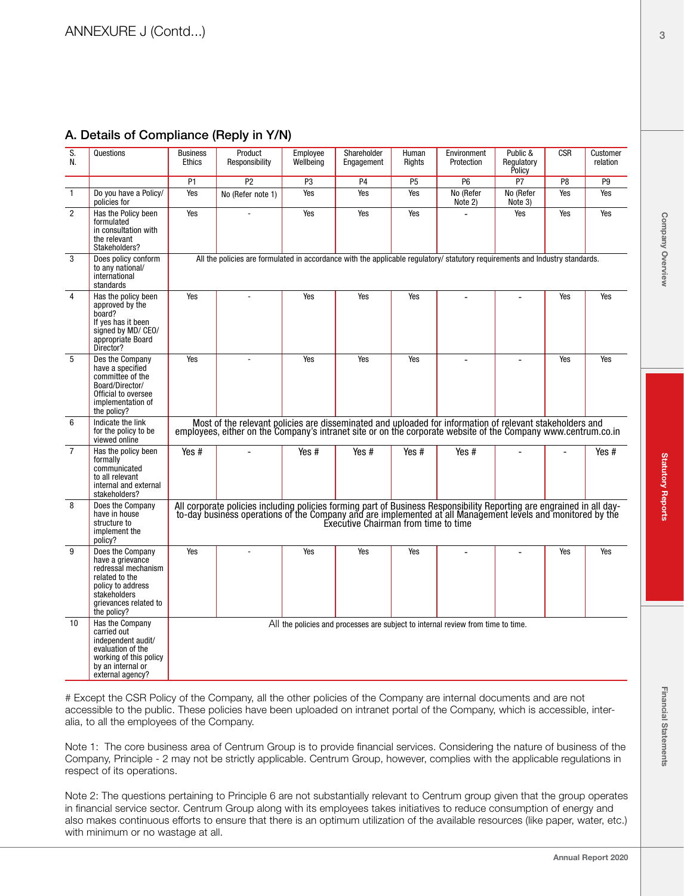ANNEXURE J (Contd...)

## A. Details of Compliance (Reply in Y/N)

| S. N. | Questions | Business Ethics | Product Responsibility | Employee Wellbeing | Shareholder Engagement | Human Rights | Environment Protection | Public & Regulatory Policy | CSR | Customer relation |
|---|---|---|---|---|---|---|---|---|---|---|
| | | P1 | P2 | P3 | P4 | P5 | P6 | P7 | P8 | P9 |
| 1 | Do you have a Policy/ policies for | Yes | No (Refer note 1) | Yes | Yes | Yes | No (Refer Note 2) | No (Refer Note 3) | Yes | Yes |
| 2 | Has the Policy been formulated in consultation with the relevant Stakeholders? | Yes | - | Yes | Yes | Yes | - | Yes | Yes | Yes |
| 3 | Does policy conform to any national/ international standards | All the policies are formulated in accordance with the applicable regulatory/ statutory requirements and Industry standards. | | | | | | | | |
| 4 | Has the policy been approved by the board? If yes has it been signed by MD/ CEO/ appropriate Board Director? | Yes | - | Yes | Yes | Yes | - | - | Yes | Yes |
| 5 | Des the Company have a specified committee of the Board/Director/ Official to oversee implementation of the policy? | Yes | - | Yes | Yes | Yes | - | - | Yes | Yes |
| 6 | Indicate the link for the policy to be viewed online | Most of the relevant policies are disseminated and uploaded for information of relevant stakeholders and employees, either on the Company's intranet site or on the corporate website of the Company www.centrum.co.in | | | | | | | | |
| 7 | Has the policy been formally communicated to all relevant internal and external stakeholders? | Yes # | - | Yes # | Yes # | Yes # | Yes # | - | - | Yes # |
| 8 | Does the Company have in house structure to implement the policy? | All corporate policies including policies forming part of Business Responsibility Reporting are engrained in all day-to-day business operations of the Company and are implemented at all Management levels and monitored by the Executive Chairman from time to time | | | | | | | | |
| 9 | Does the Company have a grievance redressal mechanism related to the policy to address stakeholders grievances related to the policy? | Yes | - | Yes | Yes | Yes | - | - | Yes | Yes |
| 10 | Has the Company carried out independent audit/ evaluation of the working of this policy by an internal or external agency? | All the policies and processes are subject to internal review from time to time. | | | | | | | | |

# Except the CSR Policy of the Company, all the other policies of the Company are internal documents and are not accessible to the public. These policies have been uploaded on intranet portal of the Company, which is accessible, inter-alia, to all the employees of the Company.

Note 1: The core business area of Centrum Group is to provide financial services. Considering the nature of business of the Company, Principle - 2 may not be strictly applicable. Centrum Group, however, complies with the applicable regulations in respect of its operations.

Note 2: The questions pertaining to Principle 6 are not substantially relevant to Centrum group given that the group operates in financial service sector. Centrum Group along with its employees takes initiatives to reduce consumption of energy and also makes continuous efforts to ensure that there is an optimum utilization of the available resources (like paper, water, etc.) with minimum or no wastage at all.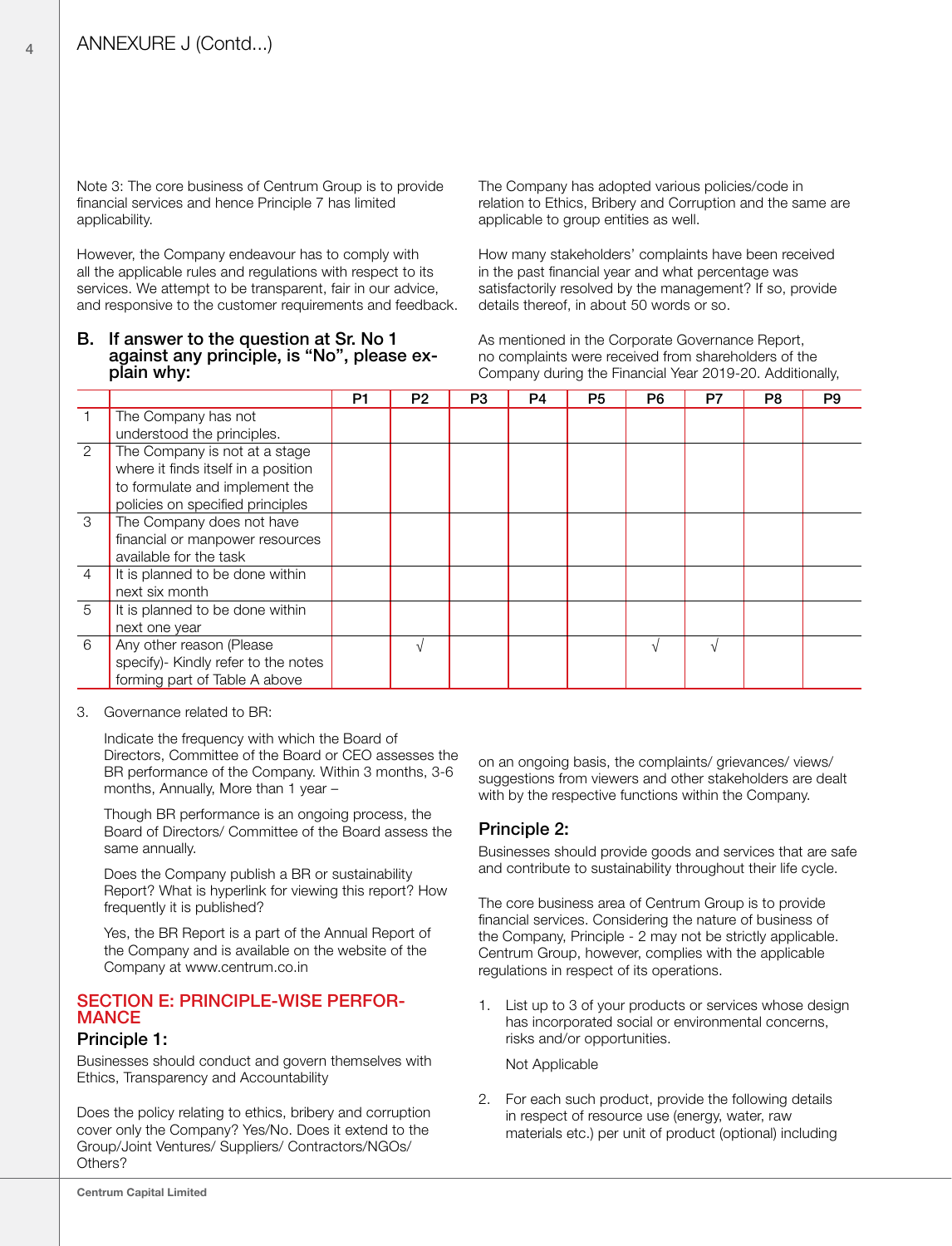ANNEXURE J (Contd...)

Note 3: The core business of Centrum Group is to provide financial services and hence Principle 7 has limited applicability.

However, the Company endeavour has to comply with all the applicable rules and regulations with respect to its services. We attempt to be transparent, fair in our advice, and responsive to the customer requirements and feedback.

### B. If answer to the question at Sr. No 1 against any principle, is "No", please explain why:

| | | P1 | P2 | P3 | P4 | P5 | P6 | P7 | P8 | P9 |
|---|---|---|---|---|---|---|---|---|---|---|
| 1 | The Company has not understood the principles. | | | | | | | | | |
| 2 | The Company is not at a stage where it finds itself in a position to formulate and implement the policies on specified principles | | | | | | | | | |
| 3 | The Company does not have financial or manpower resources available for the task | | | | | | | | | |
| 4 | It is planned to be done within next six month | | | | | | | | | |
| 5 | It is planned to be done within next one year | | | | | | | | | |
| 6 | Any other reason (Please specify)- Kindly refer to the notes forming part of Table A above | | √ | | | | √ | √ | | |

3. Governance related to BR:

   Indicate the frequency with which the Board of Directors, Committee of the Board or CEO assesses the BR performance of the Company. Within 3 months, 3-6 months, Annually, More than 1 year –

   Though BR performance is an ongoing process, the Board of Directors/ Committee of the Board assess the same annually.

   Does the Company publish a BR or sustainability Report? What is hyperlink for viewing this report? How frequently it is published?

   Yes, the BR Report is a part of the Annual Report of the Company and is available on the website of the Company at www.centrum.co.in

## SECTION E: PRINCIPLE-WISE PERFORMANCE

### Principle 1:

Businesses should conduct and govern themselves with Ethics, Transparency and Accountability

Does the policy relating to ethics, bribery and corruption cover only the Company? Yes/No. Does it extend to the Group/Joint Ventures/ Suppliers/ Contractors/NGOs/ Others?

The Company has adopted various policies/code in relation to Ethics, Bribery and Corruption and the same are applicable to group entities as well.

How many stakeholders' complaints have been received in the past financial year and what percentage was satisfactorily resolved by the management? If so, provide details thereof, in about 50 words or so.

As mentioned in the Corporate Governance Report, no complaints were received from shareholders of the Company during the Financial Year 2019-20. Additionally, on an ongoing basis, the complaints/ grievances/ views/ suggestions from viewers and other stakeholders are dealt with by the respective functions within the Company.

### Principle 2:

Businesses should provide goods and services that are safe and contribute to sustainability throughout their life cycle.

The core business area of Centrum Group is to provide financial services. Considering the nature of business of the Company, Principle - 2 may not be strictly applicable. Centrum Group, however, complies with the applicable regulations in respect of its operations.

1. List up to 3 of your products or services whose design has incorporated social or environmental concerns, risks and/or opportunities.

   Not Applicable

2. For each such product, provide the following details in respect of resource use (energy, water, raw materials etc.) per unit of product (optional) including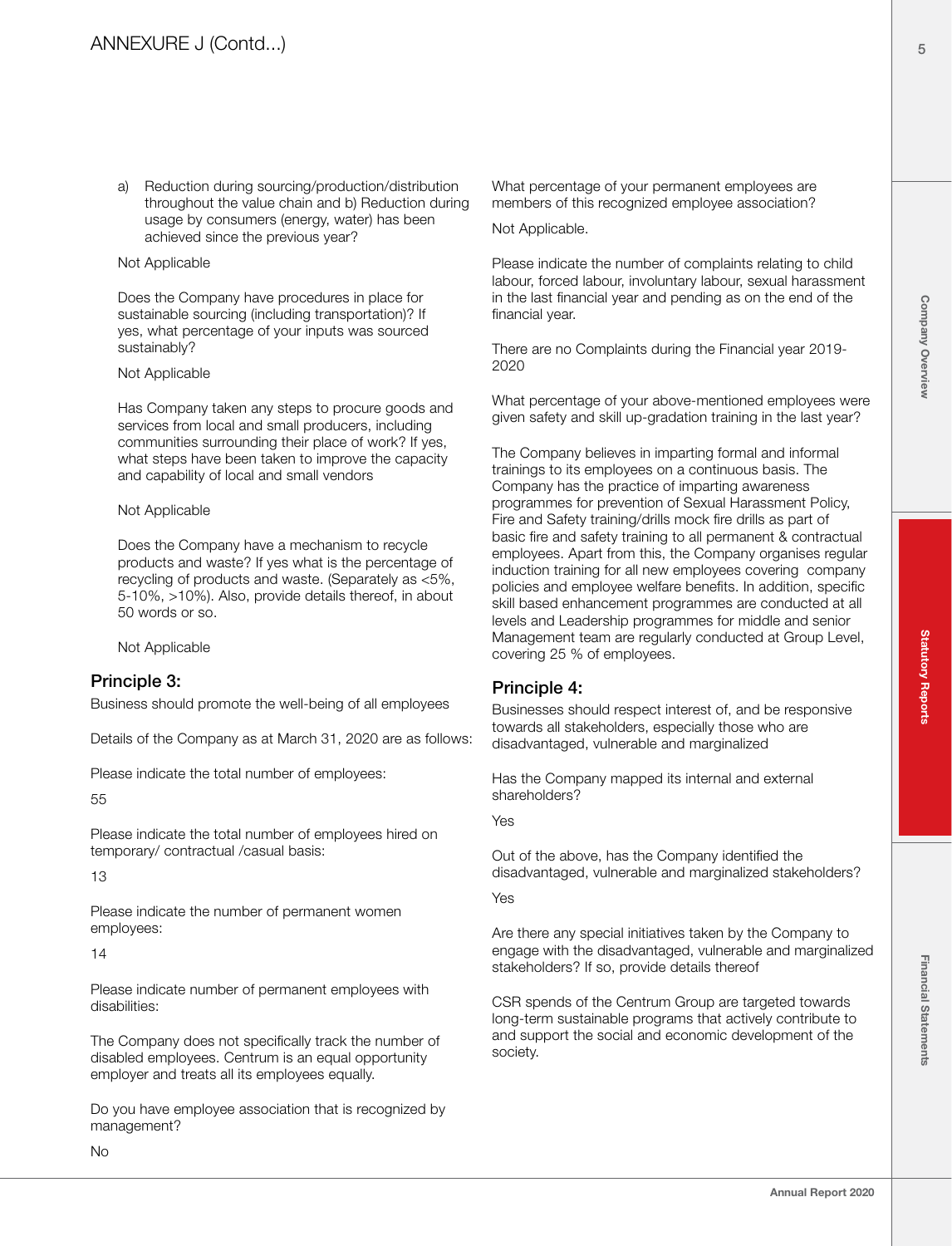a) Reduction during sourcing/production/distribution throughout the value chain and b) Reduction during usage by consumers (energy, water) has been achieved since the previous year?

Not Applicable

Does the Company have procedures in place for sustainable sourcing (including transportation)? If yes, what percentage of your inputs was sourced sustainably?

Not Applicable

Has Company taken any steps to procure goods and services from local and small producers, including communities surrounding their place of work? If yes, what steps have been taken to improve the capacity and capability of local and small vendors

Not Applicable

Does the Company have a mechanism to recycle products and waste? If yes what is the percentage of recycling of products and waste. (Separately as <5%, 5-10%, >10%). Also, provide details thereof, in about 50 words or so.

Not Applicable

## Principle 3:

Business should promote the well-being of all employees

Details of the Company as at March 31, 2020 are as follows:

Please indicate the total number of employees:

55

Please indicate the total number of employees hired on temporary/ contractual /casual basis:

13

Please indicate the number of permanent women employees:

14

Please indicate number of permanent employees with disabilities:

The Company does not specifically track the number of disabled employees. Centrum is an equal opportunity employer and treats all its employees equally.

Do you have employee association that is recognized by management?

No

What percentage of your permanent employees are members of this recognized employee association?

Not Applicable.

Please indicate the number of complaints relating to child labour, forced labour, involuntary labour, sexual harassment in the last financial year and pending as on the end of the financial year.

There are no Complaints during the Financial year 2019-2020

What percentage of your above-mentioned employees were given safety and skill up-gradation training in the last year?

The Company believes in imparting formal and informal trainings to its employees on a continuous basis. The Company has the practice of imparting awareness programmes for prevention of Sexual Harassment Policy, Fire and Safety training/drills mock fire drills as part of basic fire and safety training to all permanent & contractual employees. Apart from this, the Company organises regular induction training for all new employees covering company policies and employee welfare benefits. In addition, specific skill based enhancement programmes are conducted at all levels and Leadership programmes for middle and senior Management team are regularly conducted at Group Level, covering 25 % of employees.

## Principle 4:

Businesses should respect interest of, and be responsive towards all stakeholders, especially those who are disadvantaged, vulnerable and marginalized

Has the Company mapped its internal and external shareholders?

Yes

Out of the above, has the Company identified the disadvantaged, vulnerable and marginalized stakeholders?

Yes

Are there any special initiatives taken by the Company to engage with the disadvantaged, vulnerable and marginalized stakeholders? If so, provide details thereof

CSR spends of the Centrum Group are targeted towards long-term sustainable programs that actively contribute to and support the social and economic development of the society.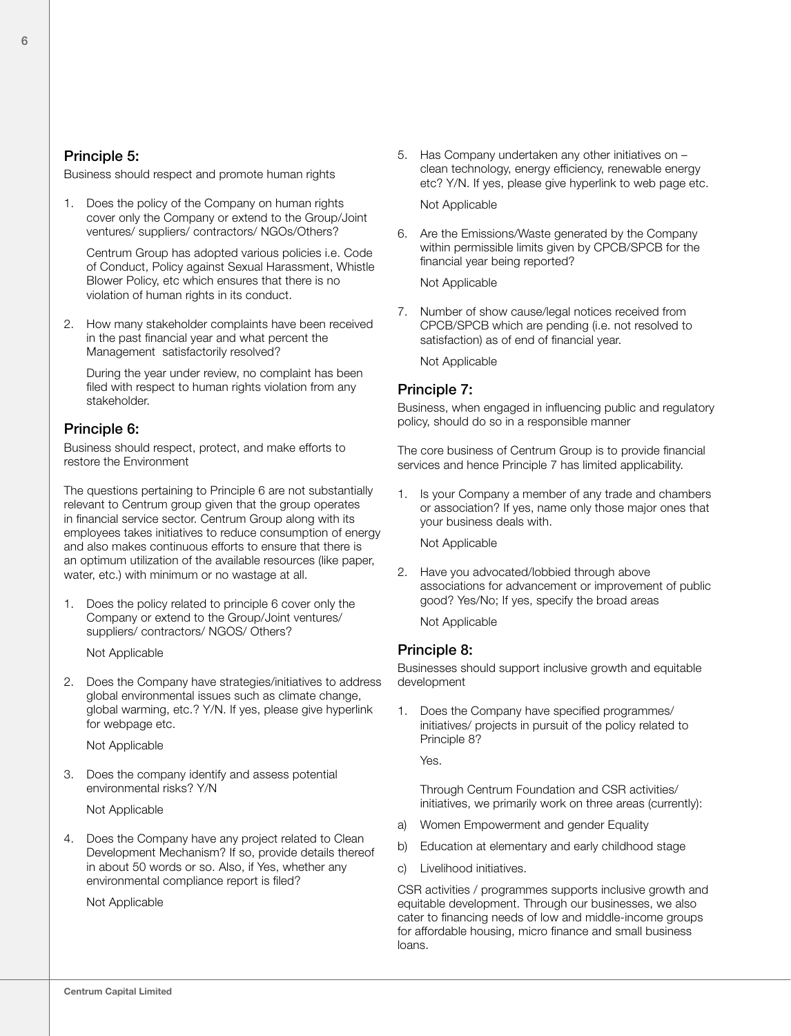## Principle 5:

Business should respect and promote human rights

1. Does the policy of the Company on human rights cover only the Company or extend to the Group/Joint ventures/ suppliers/ contractors/ NGOs/Others?

   Centrum Group has adopted various policies i.e. Code of Conduct, Policy against Sexual Harassment, Whistle Blower Policy, etc which ensures that there is no violation of human rights in its conduct.

2. How many stakeholder complaints have been received in the past financial year and what percent the Management satisfactorily resolved?

   During the year under review, no complaint has been filed with respect to human rights violation from any stakeholder.

## Principle 6:

Business should respect, protect, and make efforts to restore the Environment

The questions pertaining to Principle 6 are not substantially relevant to Centrum group given that the group operates in financial service sector. Centrum Group along with its employees takes initiatives to reduce consumption of energy and also makes continuous efforts to ensure that there is an optimum utilization of the available resources (like paper, water, etc.) with minimum or no wastage at all.

1. Does the policy related to principle 6 cover only the Company or extend to the Group/Joint ventures/ suppliers/ contractors/ NGOS/ Others?

   Not Applicable

2. Does the Company have strategies/initiatives to address global environmental issues such as climate change, global warming, etc.? Y/N. If yes, please give hyperlink for webpage etc.

   Not Applicable

3. Does the company identify and assess potential environmental risks? Y/N

   Not Applicable

4. Does the Company have any project related to Clean Development Mechanism? If so, provide details thereof in about 50 words or so. Also, if Yes, whether any environmental compliance report is filed?

   Not Applicable

5. Has Company undertaken any other initiatives on – clean technology, energy efficiency, renewable energy etc? Y/N. If yes, please give hyperlink to web page etc.

   Not Applicable

6. Are the Emissions/Waste generated by the Company within permissible limits given by CPCB/SPCB for the financial year being reported?

   Not Applicable

7. Number of show cause/legal notices received from CPCB/SPCB which are pending (i.e. not resolved to satisfaction) as of end of financial year.

   Not Applicable

## Principle 7:

Business, when engaged in influencing public and regulatory policy, should do so in a responsible manner

The core business of Centrum Group is to provide financial services and hence Principle 7 has limited applicability.

1. Is your Company a member of any trade and chambers or association? If yes, name only those major ones that your business deals with.

   Not Applicable

2. Have you advocated/lobbied through above associations for advancement or improvement of public good? Yes/No; If yes, specify the broad areas

   Not Applicable

## Principle 8:

Businesses should support inclusive growth and equitable development

1. Does the Company have specified programmes/ initiatives/ projects in pursuit of the policy related to Principle 8?

   Yes.

   Through Centrum Foundation and CSR activities/ initiatives, we primarily work on three areas (currently):

a) Women Empowerment and gender Equality

b) Education at elementary and early childhood stage

c) Livelihood initiatives.

CSR activities / programmes supports inclusive growth and equitable development. Through our businesses, we also cater to financing needs of low and middle-income groups for affordable housing, micro finance and small business loans.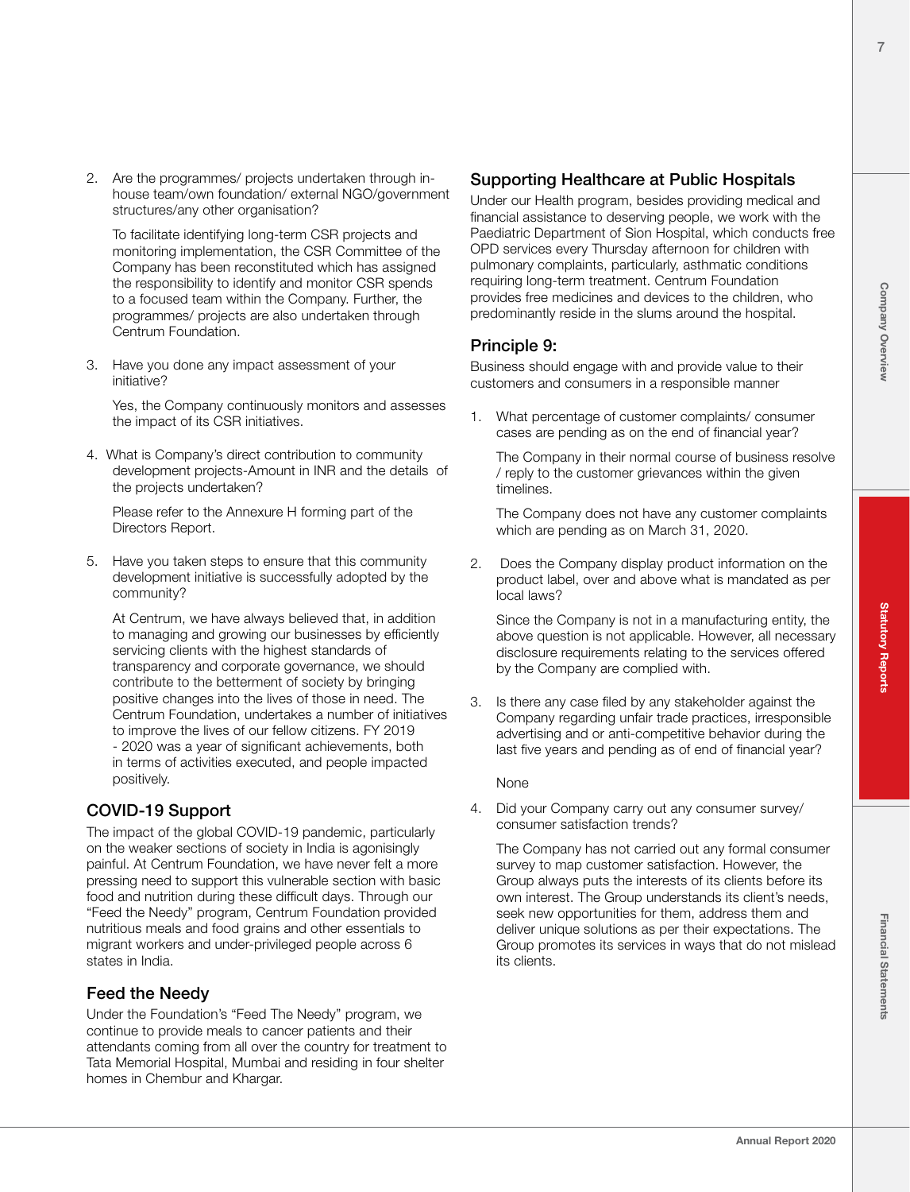2. Are the programmes/ projects undertaken through in-house team/own foundation/ external NGO/government structures/any other organisation?

   To facilitate identifying long-term CSR projects and monitoring implementation, the CSR Committee of the Company has been reconstituted which has assigned the responsibility to identify and monitor CSR spends to a focused team within the Company. Further, the programmes/ projects are also undertaken through Centrum Foundation.

3. Have you done any impact assessment of your initiative?

   Yes, the Company continuously monitors and assesses the impact of its CSR initiatives.

4. What is Company's direct contribution to community development projects-Amount in INR and the details of the projects undertaken?

   Please refer to the Annexure H forming part of the Directors Report.

5. Have you taken steps to ensure that this community development initiative is successfully adopted by the community?

   At Centrum, we have always believed that, in addition to managing and growing our businesses by efficiently servicing clients with the highest standards of transparency and corporate governance, we should contribute to the betterment of society by bringing positive changes into the lives of those in need. The Centrum Foundation, undertakes a number of initiatives to improve the lives of our fellow citizens. FY 2019 - 2020 was a year of significant achievements, both in terms of activities executed, and people impacted positively.

## COVID-19 Support

The impact of the global COVID-19 pandemic, particularly on the weaker sections of society in India is agonisingly painful. At Centrum Foundation, we have never felt a more pressing need to support this vulnerable section with basic food and nutrition during these difficult days. Through our "Feed the Needy" program, Centrum Foundation provided nutritious meals and food grains and other essentials to migrant workers and under-privileged people across 6 states in India.

## Feed the Needy

Under the Foundation's "Feed The Needy" program, we continue to provide meals to cancer patients and their attendants coming from all over the country for treatment to Tata Memorial Hospital, Mumbai and residing in four shelter homes in Chembur and Khargar.

## Supporting Healthcare at Public Hospitals

Under our Health program, besides providing medical and financial assistance to deserving people, we work with the Paediatric Department of Sion Hospital, which conducts free OPD services every Thursday afternoon for children with pulmonary complaints, particularly, asthmatic conditions requiring long-term treatment. Centrum Foundation provides free medicines and devices to the children, who predominantly reside in the slums around the hospital.

## Principle 9:

Business should engage with and provide value to their customers and consumers in a responsible manner

1. What percentage of customer complaints/ consumer cases are pending as on the end of financial year?

   The Company in their normal course of business resolve / reply to the customer grievances within the given timelines.

   The Company does not have any customer complaints which are pending as on March 31, 2020.

2. Does the Company display product information on the product label, over and above what is mandated as per local laws?

   Since the Company is not in a manufacturing entity, the above question is not applicable. However, all necessary disclosure requirements relating to the services offered by the Company are complied with.

3. Is there any case filed by any stakeholder against the Company regarding unfair trade practices, irresponsible advertising and or anti-competitive behavior during the last five years and pending as of end of financial year?

   None

4. Did your Company carry out any consumer survey/ consumer satisfaction trends?

   The Company has not carried out any formal consumer survey to map customer satisfaction. However, the Group always puts the interests of its clients before its own interest. The Group understands its client's needs, seek new opportunities for them, address them and deliver unique solutions as per their expectations. The Group promotes its services in ways that do not mislead its clients.